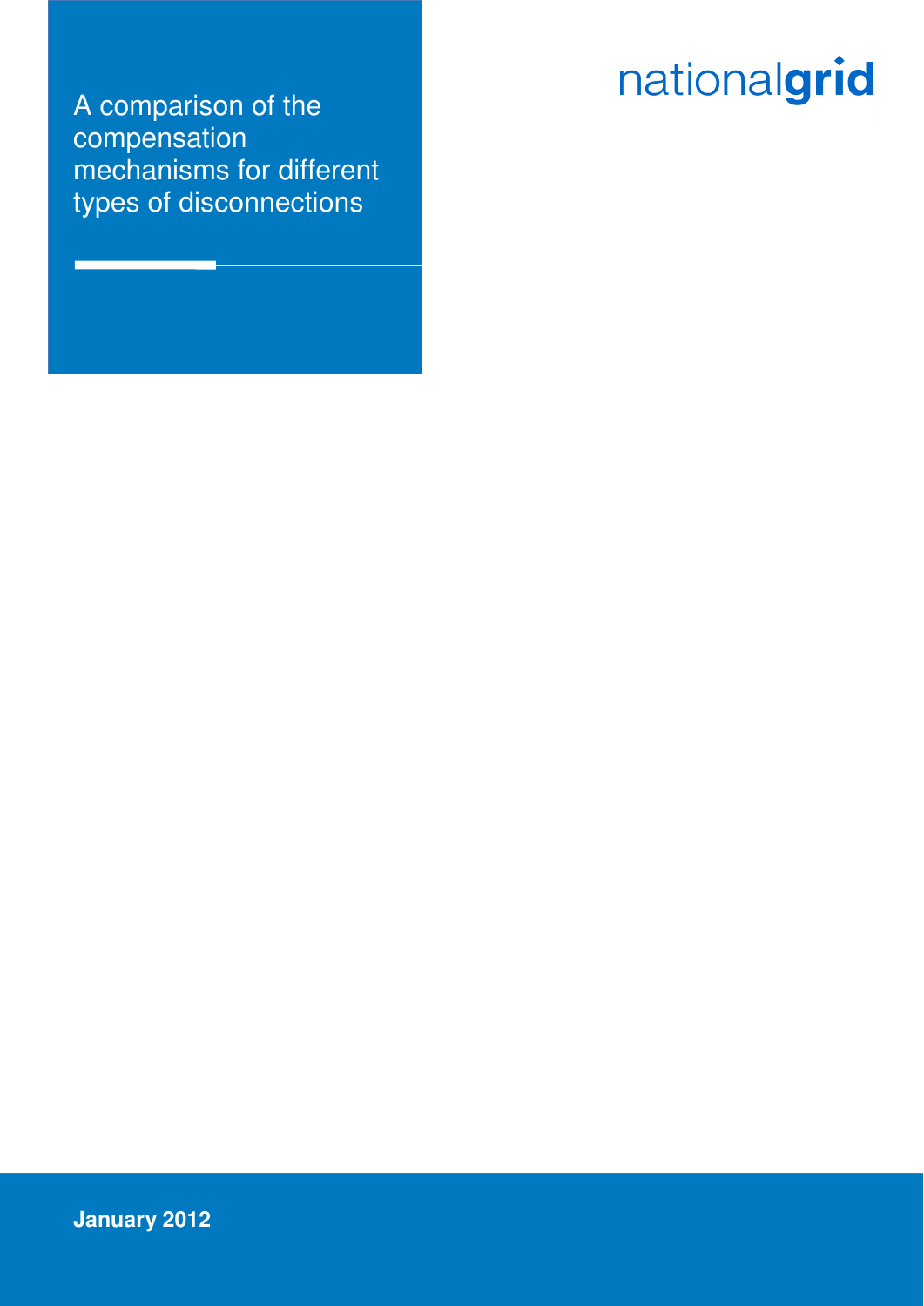# A comparison of the compensation mechanisms for different types of disconnections

nationalgrid

**January 2012**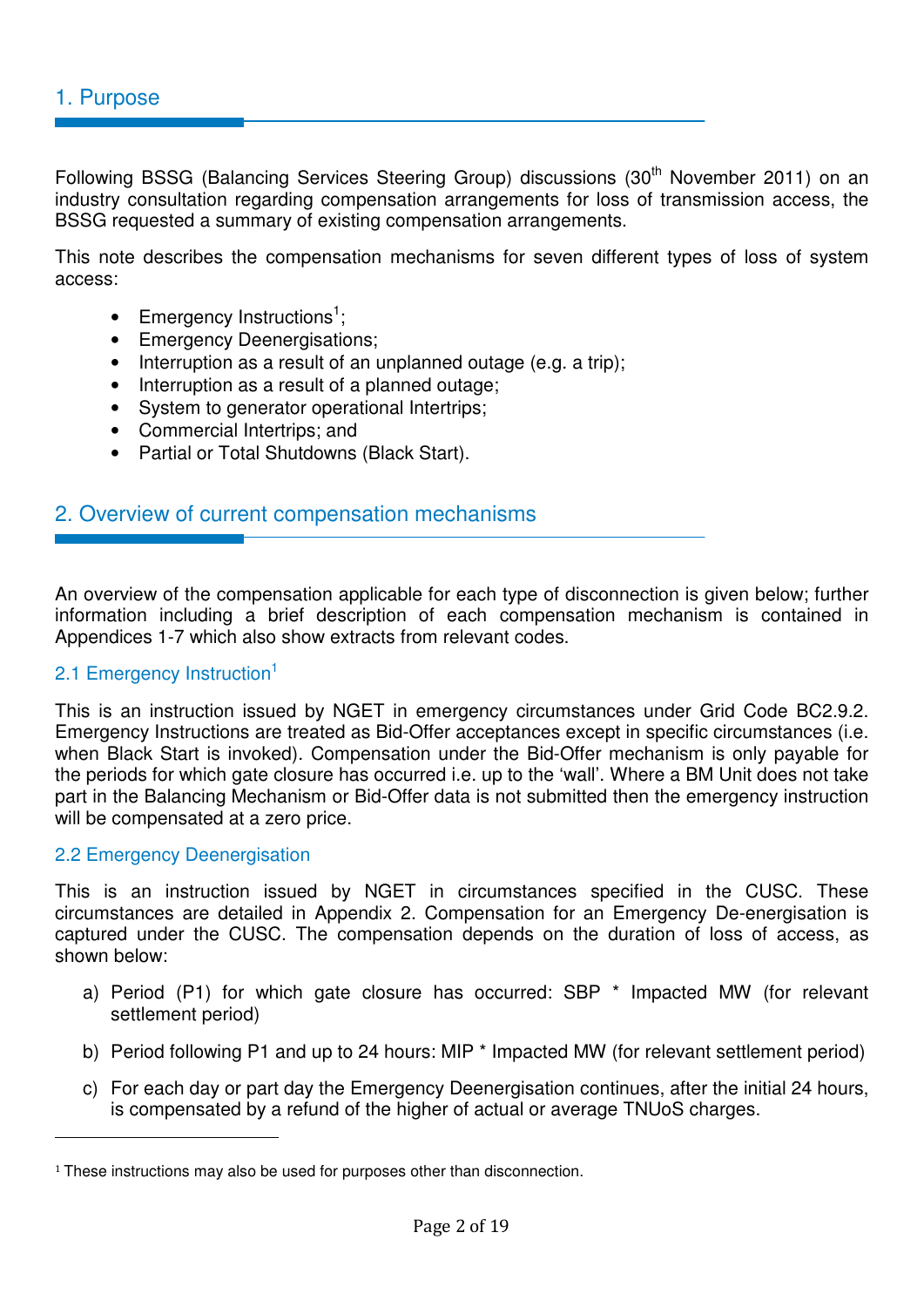## 1. Purpose

Following BSSG (Balancing Services Steering Group) discussions (30th November 2011) on an industry consultation regarding compensation arrangements for loss of transmission access, the BSSG requested a summary of existing compensation arrangements.

This note describes the compensation mechanisms for seven different types of loss of system access:

- Emergency Instructions[1];
- Emergency Deenergisations;
- Interruption as a result of an unplanned outage (e.g. a trip);
- Interruption as a result of a planned outage;
- System to generator operational Intertrips;
- Commercial Intertrips; and
- Partial or Total Shutdowns (Black Start).

## 2. Overview of current compensation mechanisms

An overview of the compensation applicable for each type of disconnection is given below; further information including a brief description of each compensation mechanism is contained in Appendices 1-7 which also show extracts from relevant codes.

### 2.1 Emergency Instruction[1]

This is an instruction issued by NGET in emergency circumstances under Grid Code BC2.9.2. Emergency Instructions are treated as Bid-Offer acceptances except in specific circumstances (i.e. when Black Start is invoked). Compensation under the Bid-Offer mechanism is only payable for the periods for which gate closure has occurred i.e. up to the 'wall'. Where a BM Unit does not take part in the Balancing Mechanism or Bid-Offer data is not submitted then the emergency instruction will be compensated at a zero price.

### 2.2 Emergency Deenergisation

This is an instruction issued by NGET in circumstances specified in the CUSC. These circumstances are detailed in Appendix 2. Compensation for an Emergency De-energisation is captured under the CUSC. The compensation depends on the duration of loss of access, as shown below:

a) Period (P1) for which gate closure has occurred: SBP * Impacted MW (for relevant settlement period)

b) Period following P1 and up to 24 hours: MIP * Impacted MW (for relevant settlement period)

c) For each day or part day the Emergency Deenergisation continues, after the initial 24 hours, is compensated by a refund of the higher of actual or average TNUoS charges.

[1] These instructions may also be used for purposes other than disconnection.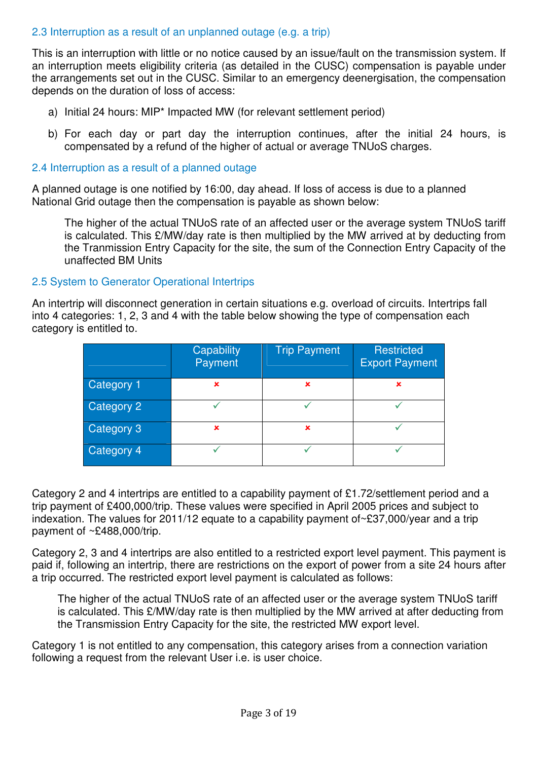### 2.3 Interruption as a result of an unplanned outage (e.g. a trip)

This is an interruption with little or no notice caused by an issue/fault on the transmission system. If an interruption meets eligibility criteria (as detailed in the CUSC) compensation is payable under the arrangements set out in the CUSC. Similar to an emergency deenergisation, the compensation depends on the duration of loss of access:

a) Initial 24 hours: MIP* Impacted MW (for relevant settlement period)

b) For each day or part day the interruption continues, after the initial 24 hours, is compensated by a refund of the higher of actual or average TNUoS charges.

### 2.4 Interruption as a result of a planned outage

A planned outage is one notified by 16:00, day ahead. If loss of access is due to a planned National Grid outage then the compensation is payable as shown below:

> The higher of the actual TNUoS rate of an affected user or the average system TNUoS tariff is calculated. This £/MW/day rate is then multiplied by the MW arrived at by deducting from the Tranmission Entry Capacity for the site, the sum of the Connection Entry Capacity of the unaffected BM Units

### 2.5 System to Generator Operational Intertrips

An intertrip will disconnect generation in certain situations e.g. overload of circuits. Intertrips fall into 4 categories: 1, 2, 3 and 4 with the table below showing the type of compensation each category is entitled to.

| | Capability Payment | Trip Payment | Restricted Export Payment |
|---|---|---|---|
| Category 1 | ✗ | ✗ | ✗ |
| Category 2 | ✓ | ✓ | ✓ |
| Category 3 | ✗ | ✗ | ✓ |
| Category 4 | ✓ | ✓ | ✓ |

Category 2 and 4 intertrips are entitled to a capability payment of £1.72/settlement period and a trip payment of £400,000/trip. These values were specified in April 2005 prices and subject to indexation. The values for 2011/12 equate to a capability payment of~£37,000/year and a trip payment of ~£488,000/trip.

Category 2, 3 and 4 intertrips are also entitled to a restricted export level payment. This payment is paid if, following an intertrip, there are restrictions on the export of power from a site 24 hours after a trip occurred. The restricted export level payment is calculated as follows:

> The higher of the actual TNUoS rate of an affected user or the average system TNUoS tariff is calculated. This £/MW/day rate is then multiplied by the MW arrived at after deducting from the Transmission Entry Capacity for the site, the restricted MW export level.

Category 1 is not entitled to any compensation, this category arises from a connection variation following a request from the relevant User i.e. is user choice.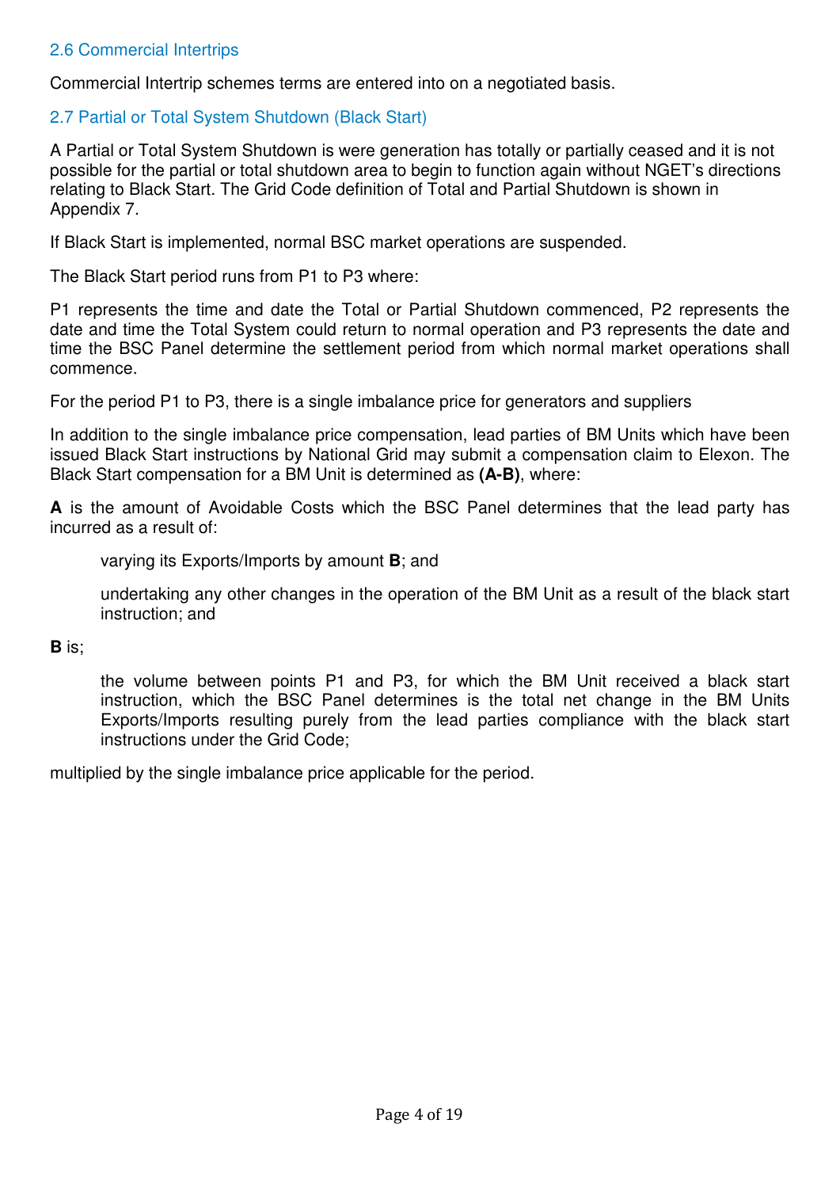## 2.6 Commercial Intertrips

Commercial Intertrip schemes terms are entered into on a negotiated basis.

## 2.7 Partial or Total System Shutdown (Black Start)

A Partial or Total System Shutdown is were generation has totally or partially ceased and it is not possible for the partial or total shutdown area to begin to function again without NGET's directions relating to Black Start. The Grid Code definition of Total and Partial Shutdown is shown in Appendix 7.

If Black Start is implemented, normal BSC market operations are suspended.

The Black Start period runs from P1 to P3 where:

P1 represents the time and date the Total or Partial Shutdown commenced, P2 represents the date and time the Total System could return to normal operation and P3 represents the date and time the BSC Panel determine the settlement period from which normal market operations shall commence.

For the period P1 to P3, there is a single imbalance price for generators and suppliers

In addition to the single imbalance price compensation, lead parties of BM Units which have been issued Black Start instructions by National Grid may submit a compensation claim to Elexon. The Black Start compensation for a BM Unit is determined as **(A-B)**, where:

**A** is the amount of Avoidable Costs which the BSC Panel determines that the lead party has incurred as a result of:

> varying its Exports/Imports by amount **B**; and
>
> undertaking any other changes in the operation of the BM Unit as a result of the black start instruction; and

**B** is;

> the volume between points P1 and P3, for which the BM Unit received a black start instruction, which the BSC Panel determines is the total net change in the BM Units Exports/Imports resulting purely from the lead parties compliance with the black start instructions under the Grid Code;

multiplied by the single imbalance price applicable for the period.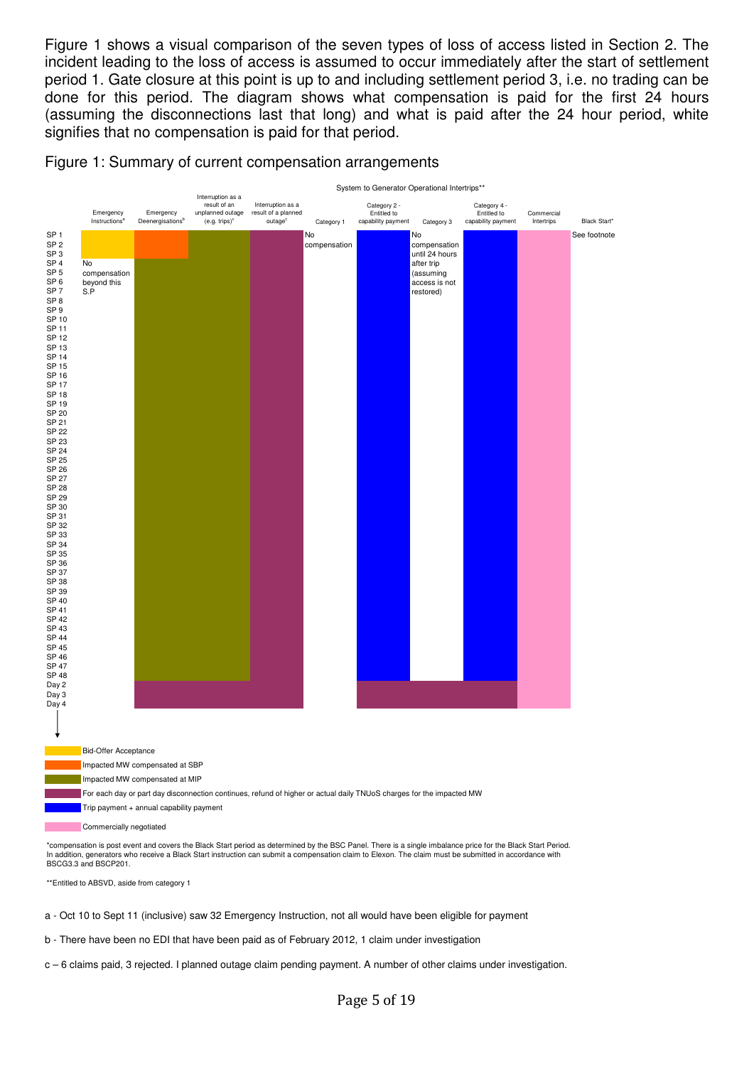Figure 1 shows a visual comparison of the seven types of loss of access listed in Section 2. The incident leading to the loss of access is assumed to occur immediately after the start of settlement period 1. Gate closure at this point is up to and including settlement period 3, i.e. no trading can be done for this period. The diagram shows what compensation is paid for the first 24 hours (assuming the disconnections last that long) and what is paid after the 24 hour period, white signifies that no compensation is paid for that period.

Figure 1: Summary of current compensation arrangements

| | Emergency Instructions[a] | Emergency Deenergisations[b] | Interruption as a result of an unplanned outage (e.g. trips)[c] | Interruption as a result of a planned outage[c] | System to Generator Operational Intertrips** Category 1 | Category 2 - Entitled to capability payment | Category 3 | Category 4 - Entitled to capability payment | Commercial Intertrips | Black Start* |
|---|---|---|---|---|---|---|---|---|---|---|
| SP 1 – SP 3 | Bid-Offer Acceptance | Impacted MW compensated at SBP | Impacted MW compensated at MIP | For each day or part day disconnection continues, refund of higher or actual daily TNUoS charges for the impacted MW | No compensation | Trip payment + annual capability payment | No compensation until 24 hours after trip (assuming access is not restored) | Trip payment + annual capability payment | Commercially negotiated | See footnote |
| SP 4 – SP 48 | No compensation beyond this S.P | Impacted MW compensated at MIP | Impacted MW compensated at MIP | For each day or part day disconnection continues, refund of higher or actual daily TNUoS charges for the impacted MW | | Trip payment + annual capability payment | | Trip payment + annual capability payment | Commercially negotiated | |
| Day 2 – Day 4 | | For each day or part day disconnection continues, refund of higher or actual daily TNUoS charges for the impacted MW | For each day or part day disconnection continues, refund of higher or actual daily TNUoS charges for the impacted MW | For each day or part day disconnection continues, refund of higher or actual daily TNUoS charges for the impacted MW | | For each day or part day disconnection continues, refund of higher or actual daily TNUoS charges for the impacted MW | For each day or part day disconnection continues, refund of higher or actual daily TNUoS charges for the impacted MW | For each day or part day disconnection continues, refund of higher or actual daily TNUoS charges for the impacted MW | Commercially negotiated | |

Key:
- Bid-Offer Acceptance
- Impacted MW compensated at SBP
- Impacted MW compensated at MIP
- For each day or part day disconnection continues, refund of higher or actual daily TNUoS charges for the impacted MW
- Trip payment + annual capability payment
- Commercially negotiated

*compensation is post event and covers the Black Start period as determined by the BSC Panel. There is a single imbalance price for the Black Start Period. In addition, generators who receive a Black Start instruction can submit a compensation claim to Elexon. The claim must be submitted in accordance with BSCG3.3 and BSCP201.

**Entitled to ABSVD, aside from category 1

a - Oct 10 to Sept 11 (inclusive) saw 32 Emergency Instruction, not all would have been eligible for payment

b - There have been no EDI that have been paid as of February 2012, 1 claim under investigation

c – 6 claims paid, 3 rejected. I planned outage claim pending payment. A number of other claims under investigation.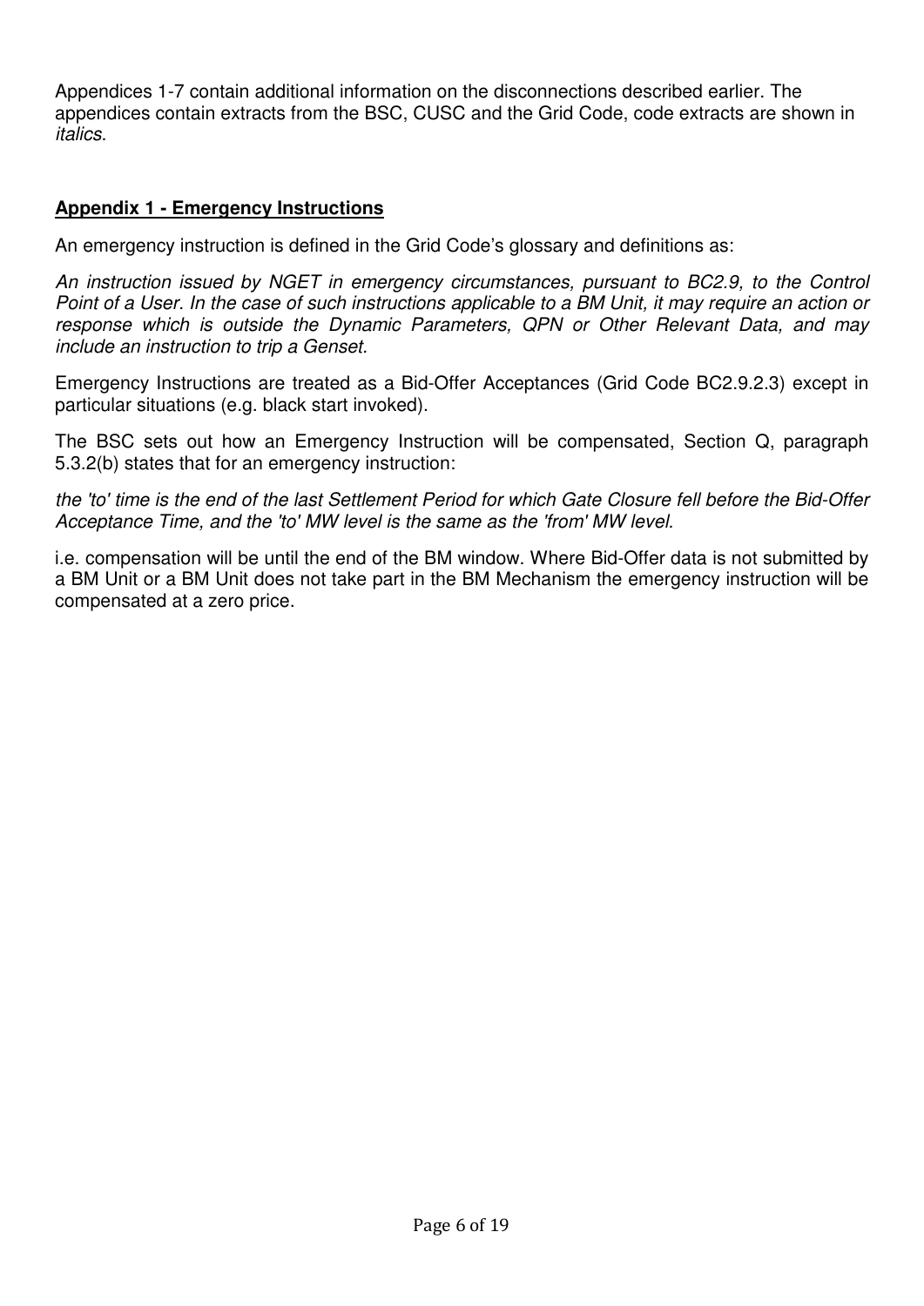Appendices 1-7 contain additional information on the disconnections described earlier. The appendices contain extracts from the BSC, CUSC and the Grid Code, code extracts are shown in *italics*.

## Appendix 1 - Emergency Instructions

An emergency instruction is defined in the Grid Code's glossary and definitions as:

*An instruction issued by NGET in emergency circumstances, pursuant to BC2.9, to the Control Point of a User. In the case of such instructions applicable to a BM Unit, it may require an action or response which is outside the Dynamic Parameters, QPN or Other Relevant Data, and may include an instruction to trip a Genset.*

Emergency Instructions are treated as a Bid-Offer Acceptances (Grid Code BC2.9.2.3) except in particular situations (e.g. black start invoked).

The BSC sets out how an Emergency Instruction will be compensated, Section Q, paragraph 5.3.2(b) states that for an emergency instruction:

*the 'to' time is the end of the last Settlement Period for which Gate Closure fell before the Bid-Offer Acceptance Time, and the 'to' MW level is the same as the 'from' MW level.*

i.e. compensation will be until the end of the BM window. Where Bid-Offer data is not submitted by a BM Unit or a BM Unit does not take part in the BM Mechanism the emergency instruction will be compensated at a zero price.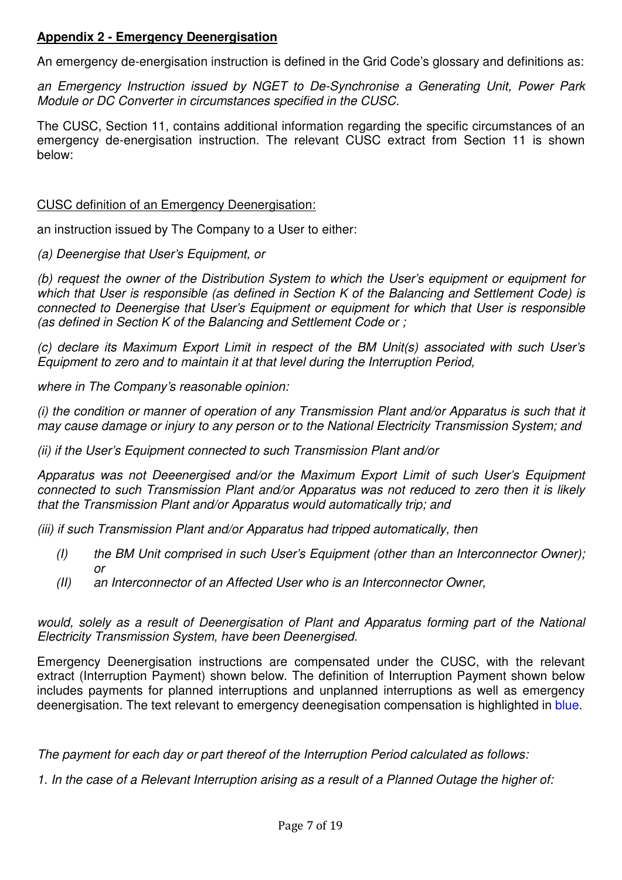**Appendix 2 - Emergency Deenergisation**

An emergency de-energisation instruction is defined in the Grid Code's glossary and definitions as:

*an Emergency Instruction issued by NGET to De-Synchronise a Generating Unit, Power Park Module or DC Converter in circumstances specified in the CUSC.*

The CUSC, Section 11, contains additional information regarding the specific circumstances of an emergency de-energisation instruction. The relevant CUSC extract from Section 11 is shown below:

CUSC definition of an Emergency Deenergisation:

an instruction issued by The Company to a User to either:

*(a) Deenergise that User's Equipment, or*

*(b) request the owner of the Distribution System to which the User's equipment or equipment for which that User is responsible (as defined in Section K of the Balancing and Settlement Code) is connected to Deenergise that User's Equipment or equipment for which that User is responsible (as defined in Section K of the Balancing and Settlement Code or ;*

*(c) declare its Maximum Export Limit in respect of the BM Unit(s) associated with such User's Equipment to zero and to maintain it at that level during the Interruption Period,*

*where in The Company's reasonable opinion:*

*(i) the condition or manner of operation of any Transmission Plant and/or Apparatus is such that it may cause damage or injury to any person or to the National Electricity Transmission System; and*

*(ii) if the User's Equipment connected to such Transmission Plant and/or*

*Apparatus was not Deeenergised and/or the Maximum Export Limit of such User's Equipment connected to such Transmission Plant and/or Apparatus was not reduced to zero then it is likely that the Transmission Plant and/or Apparatus would automatically trip; and*

*(iii) if such Transmission Plant and/or Apparatus had tripped automatically, then*

- *(I) the BM Unit comprised in such User's Equipment (other than an Interconnector Owner); or*
- *(II) an Interconnector of an Affected User who is an Interconnector Owner,*

*would, solely as a result of Deenergisation of Plant and Apparatus forming part of the National Electricity Transmission System, have been Deenergised.*

Emergency Deenergisation instructions are compensated under the CUSC, with the relevant extract (Interruption Payment) shown below. The definition of Interruption Payment shown below includes payments for planned interruptions and unplanned interruptions as well as emergency deenergisation. The text relevant to emergency deenegisation compensation is highlighted in blue.

*The payment for each day or part thereof of the Interruption Period calculated as follows:*

*1. In the case of a Relevant Interruption arising as a result of a Planned Outage the higher of:*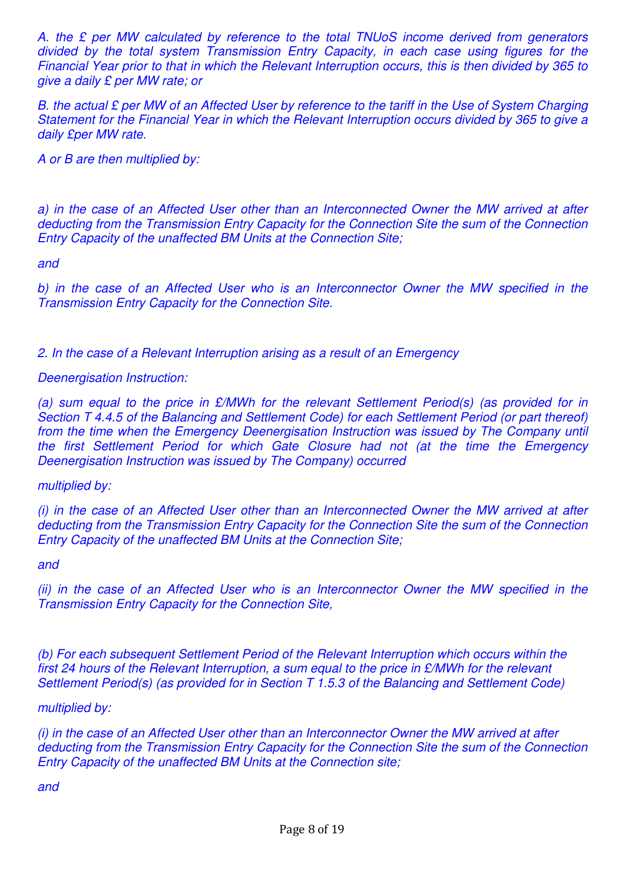*A. the £ per MW calculated by reference to the total TNUoS income derived from generators divided by the total system Transmission Entry Capacity, in each case using figures for the Financial Year prior to that in which the Relevant Interruption occurs, this is then divided by 365 to give a daily £ per MW rate; or*

*B. the actual £ per MW of an Affected User by reference to the tariff in the Use of System Charging Statement for the Financial Year in which the Relevant Interruption occurs divided by 365 to give a daily £per MW rate.*

*A or B are then multiplied by:*

*a) in the case of an Affected User other than an Interconnected Owner the MW arrived at after deducting from the Transmission Entry Capacity for the Connection Site the sum of the Connection Entry Capacity of the unaffected BM Units at the Connection Site;*

*and*

*b) in the case of an Affected User who is an Interconnector Owner the MW specified in the Transmission Entry Capacity for the Connection Site.*

*2. In the case of a Relevant Interruption arising as a result of an Emergency*

*Deenergisation Instruction:*

*(a) sum equal to the price in £/MWh for the relevant Settlement Period(s) (as provided for in Section T 4.4.5 of the Balancing and Settlement Code) for each Settlement Period (or part thereof) from the time when the Emergency Deenergisation Instruction was issued by The Company until the first Settlement Period for which Gate Closure had not (at the time the Emergency Deenergisation Instruction was issued by The Company) occurred*

*multiplied by:*

*(i) in the case of an Affected User other than an Interconnected Owner the MW arrived at after deducting from the Transmission Entry Capacity for the Connection Site the sum of the Connection Entry Capacity of the unaffected BM Units at the Connection Site;*

*and*

*(ii) in the case of an Affected User who is an Interconnector Owner the MW specified in the Transmission Entry Capacity for the Connection Site,*

*(b) For each subsequent Settlement Period of the Relevant Interruption which occurs within the first 24 hours of the Relevant Interruption, a sum equal to the price in £/MWh for the relevant Settlement Period(s) (as provided for in Section T 1.5.3 of the Balancing and Settlement Code)*

*multiplied by:*

*(i) in the case of an Affected User other than an Interconnector Owner the MW arrived at after deducting from the Transmission Entry Capacity for the Connection Site the sum of the Connection Entry Capacity of the unaffected BM Units at the Connection site;*

*and*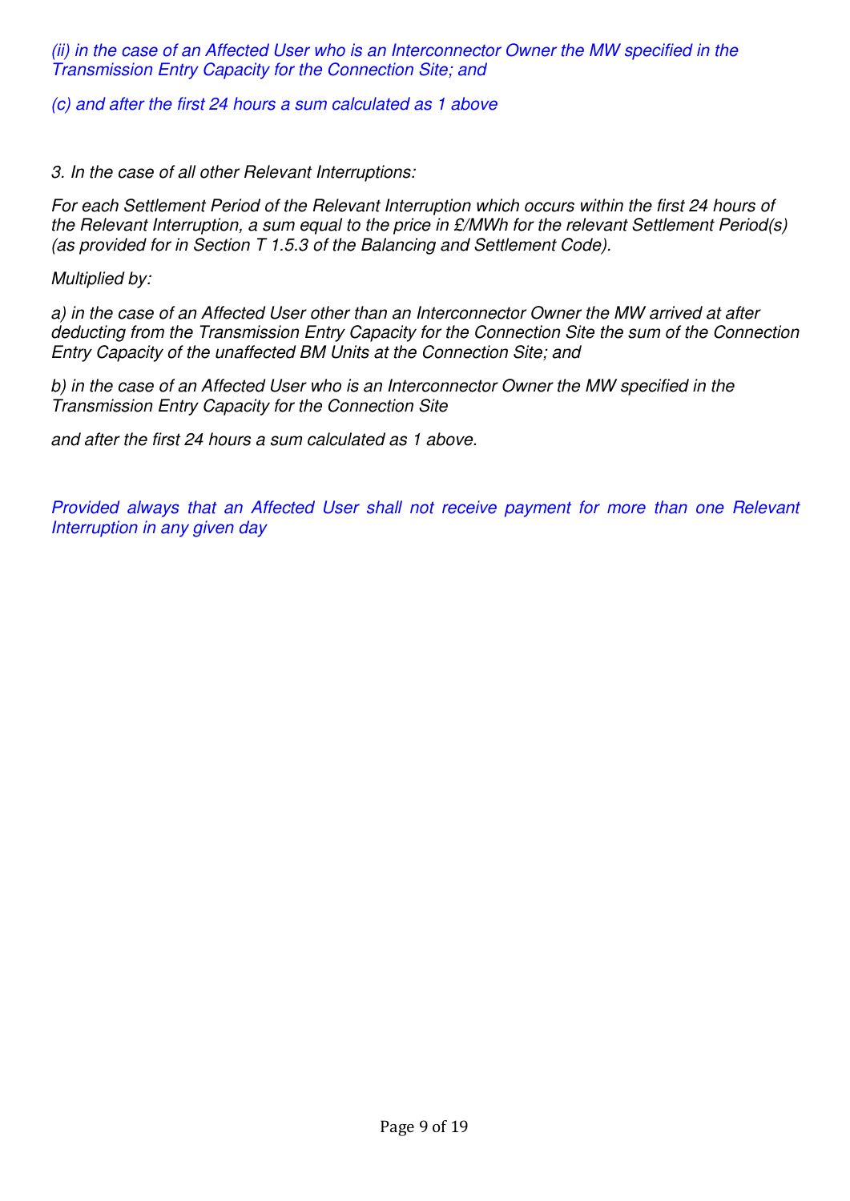*(ii) in the case of an Affected User who is an Interconnector Owner the MW specified in the Transmission Entry Capacity for the Connection Site; and*

*(c) and after the first 24 hours a sum calculated as 1 above*

*3. In the case of all other Relevant Interruptions:*

*For each Settlement Period of the Relevant Interruption which occurs within the first 24 hours of the Relevant Interruption, a sum equal to the price in £/MWh for the relevant Settlement Period(s) (as provided for in Section T 1.5.3 of the Balancing and Settlement Code).*

*Multiplied by:*

*a) in the case of an Affected User other than an Interconnector Owner the MW arrived at after deducting from the Transmission Entry Capacity for the Connection Site the sum of the Connection Entry Capacity of the unaffected BM Units at the Connection Site; and*

*b) in the case of an Affected User who is an Interconnector Owner the MW specified in the Transmission Entry Capacity for the Connection Site*

*and after the first 24 hours a sum calculated as 1 above.*

*Provided always that an Affected User shall not receive payment for more than one Relevant Interruption in any given day*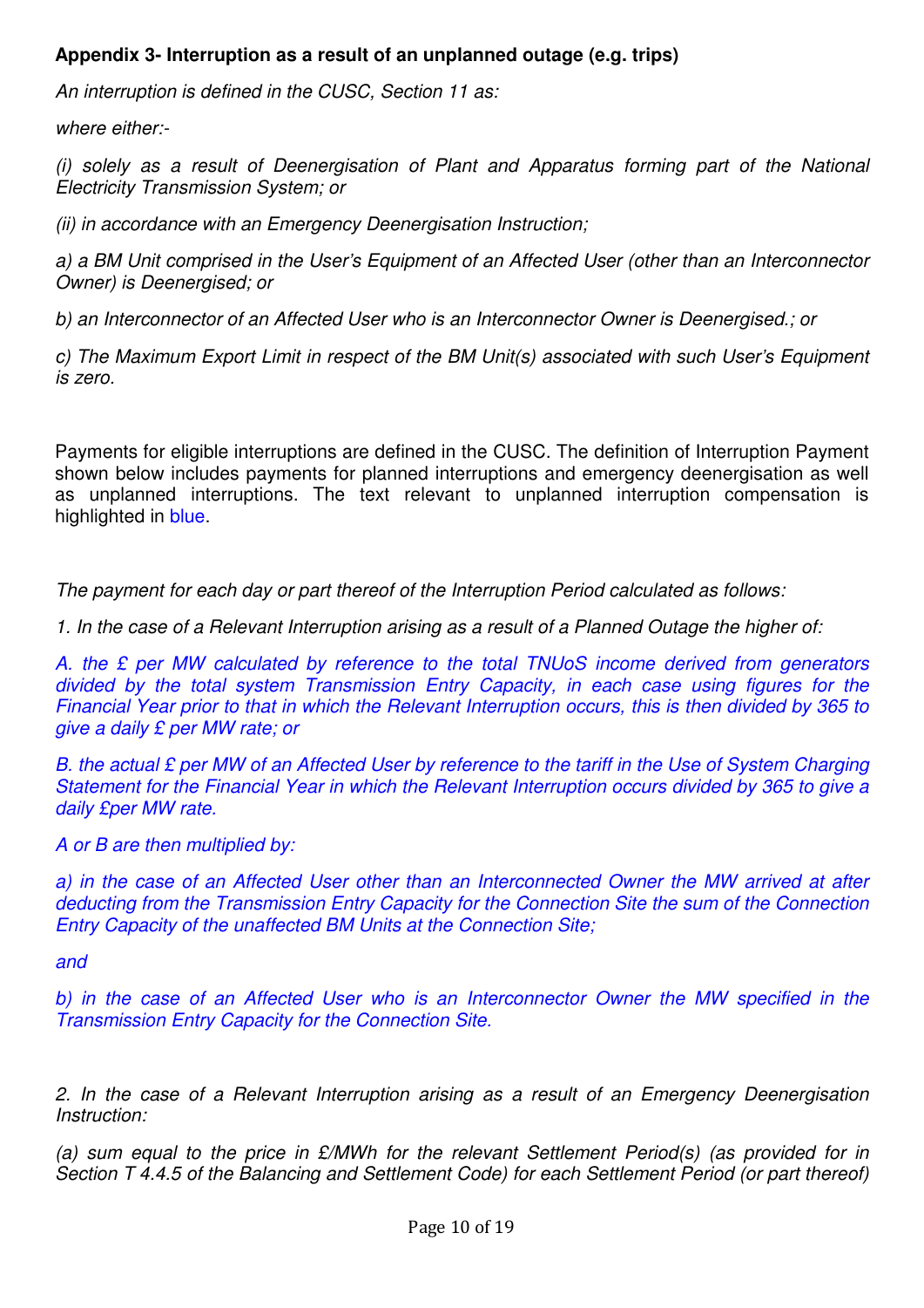**Appendix 3- Interruption as a result of an unplanned outage (e.g. trips)**

*An interruption is defined in the CUSC, Section 11 as:*

*where either:-*

*(i) solely as a result of Deenergisation of Plant and Apparatus forming part of the National Electricity Transmission System; or*

*(ii) in accordance with an Emergency Deenergisation Instruction;*

*a) a BM Unit comprised in the User's Equipment of an Affected User (other than an Interconnector Owner) is Deenergised; or*

*b) an Interconnector of an Affected User who is an Interconnector Owner is Deenergised.; or*

*c) The Maximum Export Limit in respect of the BM Unit(s) associated with such User's Equipment is zero.*

Payments for eligible interruptions are defined in the CUSC. The definition of Interruption Payment shown below includes payments for planned interruptions and emergency deenergisation as well as unplanned interruptions. The text relevant to unplanned interruption compensation is highlighted in blue.

*The payment for each day or part thereof of the Interruption Period calculated as follows:*

*1. In the case of a Relevant Interruption arising as a result of a Planned Outage the higher of:*

*A. the £ per MW calculated by reference to the total TNUoS income derived from generators divided by the total system Transmission Entry Capacity, in each case using figures for the Financial Year prior to that in which the Relevant Interruption occurs, this is then divided by 365 to give a daily £ per MW rate; or*

*B. the actual £ per MW of an Affected User by reference to the tariff in the Use of System Charging Statement for the Financial Year in which the Relevant Interruption occurs divided by 365 to give a daily £per MW rate.*

*A or B are then multiplied by:*

*a) in the case of an Affected User other than an Interconnected Owner the MW arrived at after deducting from the Transmission Entry Capacity for the Connection Site the sum of the Connection Entry Capacity of the unaffected BM Units at the Connection Site;*

*and*

*b) in the case of an Affected User who is an Interconnector Owner the MW specified in the Transmission Entry Capacity for the Connection Site.*

*2. In the case of a Relevant Interruption arising as a result of an Emergency Deenergisation Instruction:*

*(a) sum equal to the price in £/MWh for the relevant Settlement Period(s) (as provided for in Section T 4.4.5 of the Balancing and Settlement Code) for each Settlement Period (or part thereof)*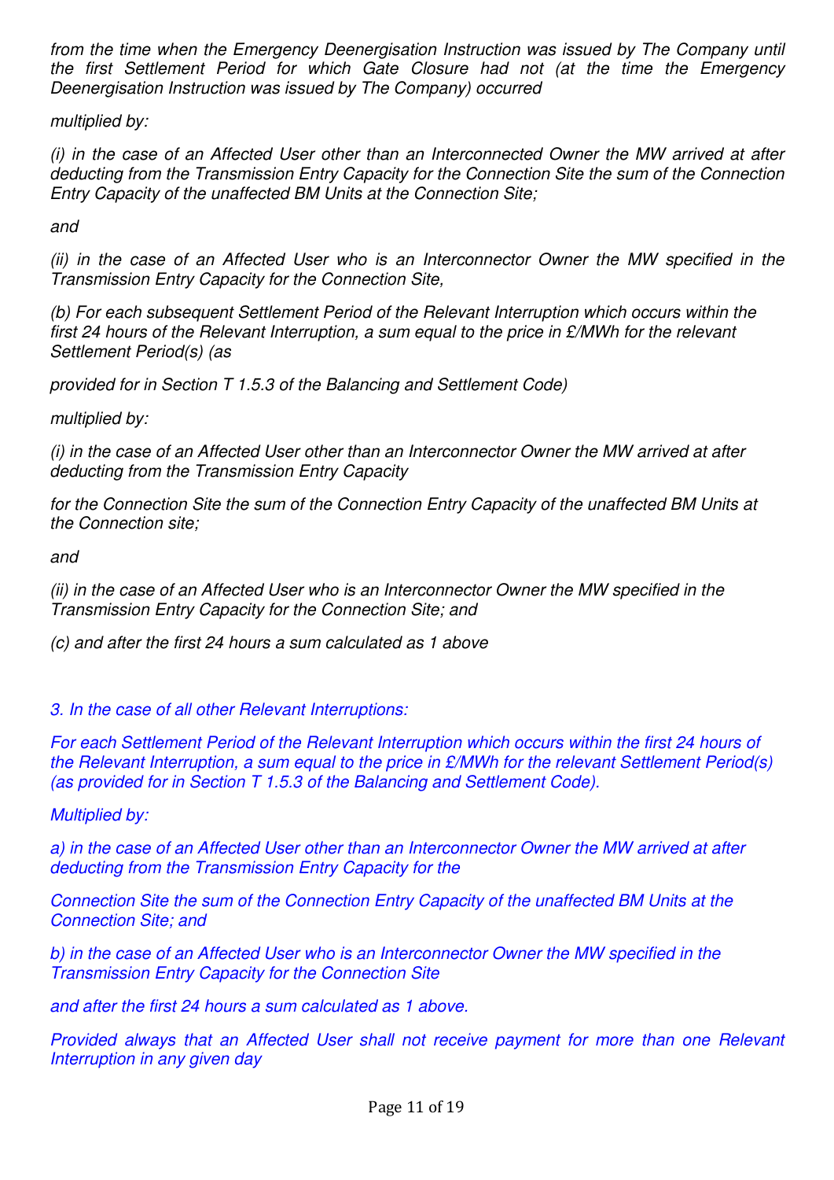*from the time when the Emergency Deenergisation Instruction was issued by The Company until the first Settlement Period for which Gate Closure had not (at the time the Emergency Deenergisation Instruction was issued by The Company) occurred*

*multiplied by:*

*(i) in the case of an Affected User other than an Interconnected Owner the MW arrived at after deducting from the Transmission Entry Capacity for the Connection Site the sum of the Connection Entry Capacity of the unaffected BM Units at the Connection Site;*

*and*

*(ii) in the case of an Affected User who is an Interconnector Owner the MW specified in the Transmission Entry Capacity for the Connection Site,*

*(b) For each subsequent Settlement Period of the Relevant Interruption which occurs within the first 24 hours of the Relevant Interruption, a sum equal to the price in £/MWh for the relevant Settlement Period(s) (as*

*provided for in Section T 1.5.3 of the Balancing and Settlement Code)*

*multiplied by:*

*(i) in the case of an Affected User other than an Interconnector Owner the MW arrived at after deducting from the Transmission Entry Capacity*

*for the Connection Site the sum of the Connection Entry Capacity of the unaffected BM Units at the Connection site;*

*and*

*(ii) in the case of an Affected User who is an Interconnector Owner the MW specified in the Transmission Entry Capacity for the Connection Site; and*

*(c) and after the first 24 hours a sum calculated as 1 above*

*3. In the case of all other Relevant Interruptions:*

*For each Settlement Period of the Relevant Interruption which occurs within the first 24 hours of the Relevant Interruption, a sum equal to the price in £/MWh for the relevant Settlement Period(s) (as provided for in Section T 1.5.3 of the Balancing and Settlement Code).*

*Multiplied by:*

*a) in the case of an Affected User other than an Interconnector Owner the MW arrived at after deducting from the Transmission Entry Capacity for the*

*Connection Site the sum of the Connection Entry Capacity of the unaffected BM Units at the Connection Site; and*

*b) in the case of an Affected User who is an Interconnector Owner the MW specified in the Transmission Entry Capacity for the Connection Site*

*and after the first 24 hours a sum calculated as 1 above.*

*Provided always that an Affected User shall not receive payment for more than one Relevant Interruption in any given day*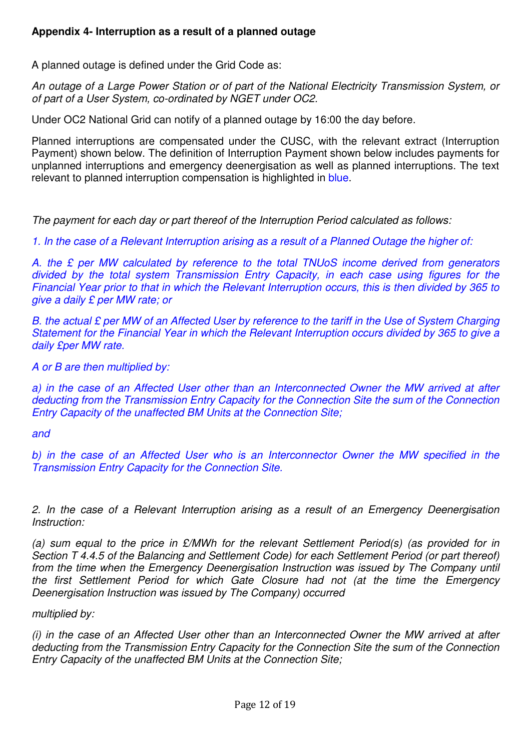**Appendix 4- Interruption as a result of a planned outage**

A planned outage is defined under the Grid Code as:

*An outage of a Large Power Station or of part of the National Electricity Transmission System, or of part of a User System, co-ordinated by NGET under OC2.*

Under OC2 National Grid can notify of a planned outage by 16:00 the day before.

Planned interruptions are compensated under the CUSC, with the relevant extract (Interruption Payment) shown below. The definition of Interruption Payment shown below includes payments for unplanned interruptions and emergency deenergisation as well as planned interruptions. The text relevant to planned interruption compensation is highlighted in blue.

*The payment for each day or part thereof of the Interruption Period calculated as follows:*

*1. In the case of a Relevant Interruption arising as a result of a Planned Outage the higher of:*

*A. the £ per MW calculated by reference to the total TNUoS income derived from generators divided by the total system Transmission Entry Capacity, in each case using figures for the Financial Year prior to that in which the Relevant Interruption occurs, this is then divided by 365 to give a daily £ per MW rate; or*

*B. the actual £ per MW of an Affected User by reference to the tariff in the Use of System Charging Statement for the Financial Year in which the Relevant Interruption occurs divided by 365 to give a daily £per MW rate.*

*A or B are then multiplied by:*

*a) in the case of an Affected User other than an Interconnected Owner the MW arrived at after deducting from the Transmission Entry Capacity for the Connection Site the sum of the Connection Entry Capacity of the unaffected BM Units at the Connection Site;*

*and*

*b) in the case of an Affected User who is an Interconnector Owner the MW specified in the Transmission Entry Capacity for the Connection Site.*

*2. In the case of a Relevant Interruption arising as a result of an Emergency Deenergisation Instruction:*

*(a) sum equal to the price in £/MWh for the relevant Settlement Period(s) (as provided for in Section T 4.4.5 of the Balancing and Settlement Code) for each Settlement Period (or part thereof) from the time when the Emergency Deenergisation Instruction was issued by The Company until the first Settlement Period for which Gate Closure had not (at the time the Emergency Deenergisation Instruction was issued by The Company) occurred*

*multiplied by:*

*(i) in the case of an Affected User other than an Interconnected Owner the MW arrived at after deducting from the Transmission Entry Capacity for the Connection Site the sum of the Connection Entry Capacity of the unaffected BM Units at the Connection Site;*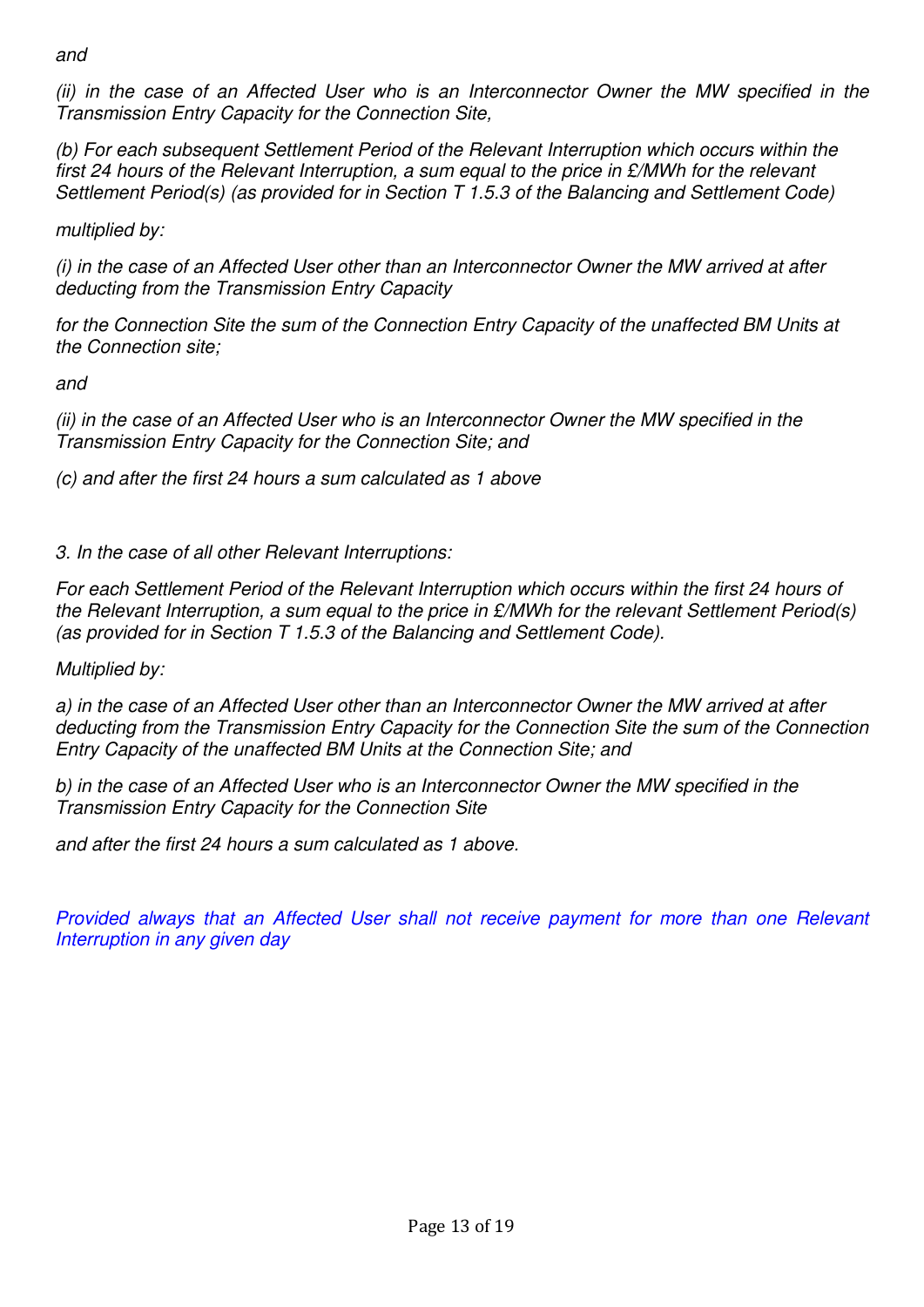*and*

*(ii) in the case of an Affected User who is an Interconnector Owner the MW specified in the Transmission Entry Capacity for the Connection Site,*

*(b) For each subsequent Settlement Period of the Relevant Interruption which occurs within the first 24 hours of the Relevant Interruption, a sum equal to the price in £/MWh for the relevant Settlement Period(s) (as provided for in Section T 1.5.3 of the Balancing and Settlement Code)*

*multiplied by:*

*(i) in the case of an Affected User other than an Interconnector Owner the MW arrived at after deducting from the Transmission Entry Capacity*

*for the Connection Site the sum of the Connection Entry Capacity of the unaffected BM Units at the Connection site;*

*and*

*(ii) in the case of an Affected User who is an Interconnector Owner the MW specified in the Transmission Entry Capacity for the Connection Site; and*

*(c) and after the first 24 hours a sum calculated as 1 above*

*3. In the case of all other Relevant Interruptions:*

*For each Settlement Period of the Relevant Interruption which occurs within the first 24 hours of the Relevant Interruption, a sum equal to the price in £/MWh for the relevant Settlement Period(s) (as provided for in Section T 1.5.3 of the Balancing and Settlement Code).*

*Multiplied by:*

*a) in the case of an Affected User other than an Interconnector Owner the MW arrived at after deducting from the Transmission Entry Capacity for the Connection Site the sum of the Connection Entry Capacity of the unaffected BM Units at the Connection Site; and*

*b) in the case of an Affected User who is an Interconnector Owner the MW specified in the Transmission Entry Capacity for the Connection Site*

*and after the first 24 hours a sum calculated as 1 above.*

*Provided always that an Affected User shall not receive payment for more than one Relevant Interruption in any given day*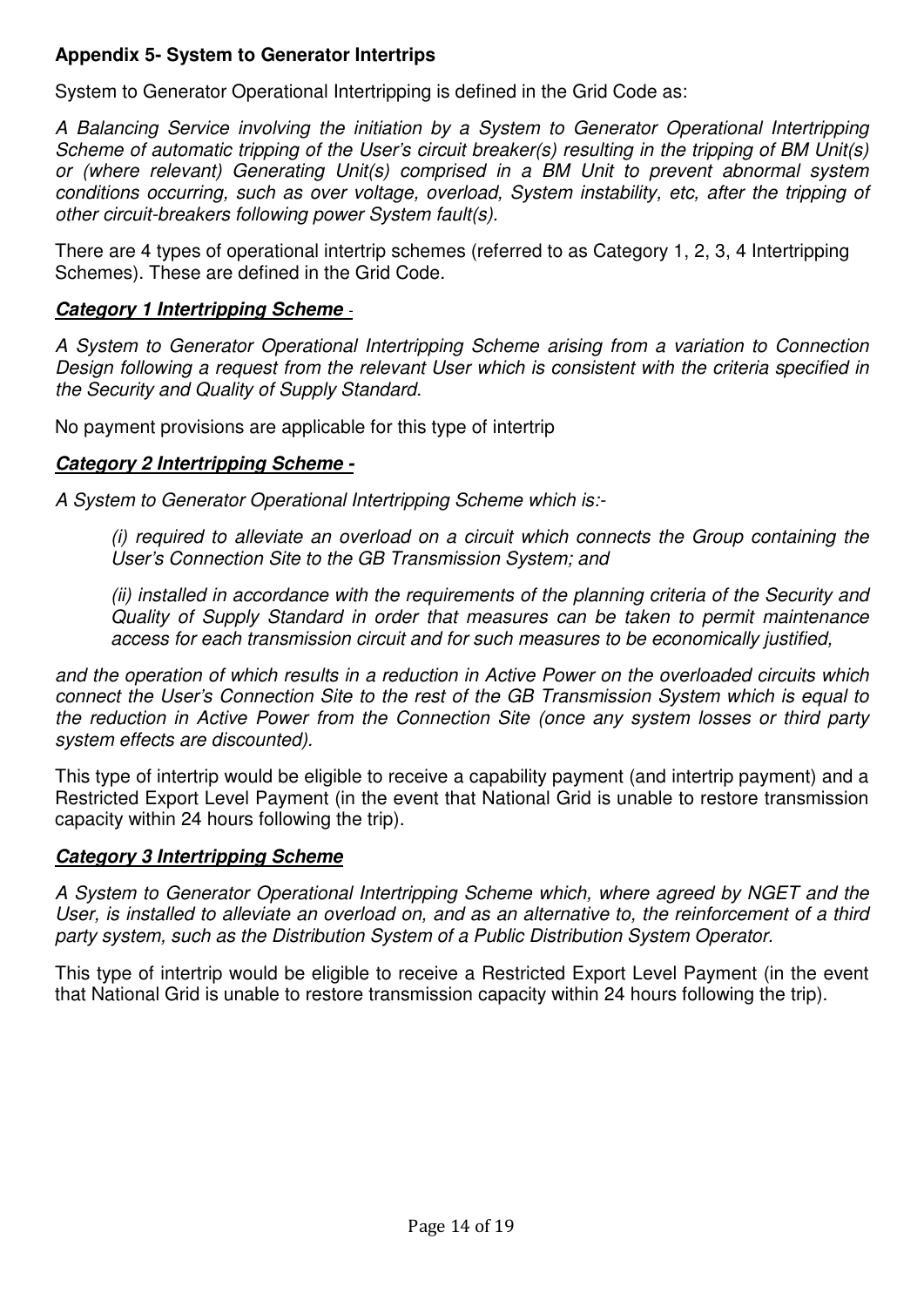### Appendix 5- System to Generator Intertrips

System to Generator Operational Intertripping is defined in the Grid Code as:

*A Balancing Service involving the initiation by a System to Generator Operational Intertripping Scheme of automatic tripping of the User's circuit breaker(s) resulting in the tripping of BM Unit(s) or (where relevant) Generating Unit(s) comprised in a BM Unit to prevent abnormal system conditions occurring, such as over voltage, overload, System instability, etc, after the tripping of other circuit-breakers following power System fault(s).*

There are 4 types of operational intertrip schemes (referred to as Category 1, 2, 3, 4 Intertripping Schemes). These are defined in the Grid Code.

***Category 1 Intertripping Scheme*** -

*A System to Generator Operational Intertripping Scheme arising from a variation to Connection Design following a request from the relevant User which is consistent with the criteria specified in the Security and Quality of Supply Standard.*

No payment provisions are applicable for this type of intertrip

***Category 2 Intertripping Scheme -***

*A System to Generator Operational Intertripping Scheme which is:-*

> *(i) required to alleviate an overload on a circuit which connects the Group containing the User's Connection Site to the GB Transmission System; and*
>
> *(ii) installed in accordance with the requirements of the planning criteria of the Security and Quality of Supply Standard in order that measures can be taken to permit maintenance access for each transmission circuit and for such measures to be economically justified,*

*and the operation of which results in a reduction in Active Power on the overloaded circuits which connect the User's Connection Site to the rest of the GB Transmission System which is equal to the reduction in Active Power from the Connection Site (once any system losses or third party system effects are discounted).*

This type of intertrip would be eligible to receive a capability payment (and intertrip payment) and a Restricted Export Level Payment (in the event that National Grid is unable to restore transmission capacity within 24 hours following the trip).

***Category 3 Intertripping Scheme***

*A System to Generator Operational Intertripping Scheme which, where agreed by NGET and the User, is installed to alleviate an overload on, and as an alternative to, the reinforcement of a third party system, such as the Distribution System of a Public Distribution System Operator.*

This type of intertrip would be eligible to receive a Restricted Export Level Payment (in the event that National Grid is unable to restore transmission capacity within 24 hours following the trip).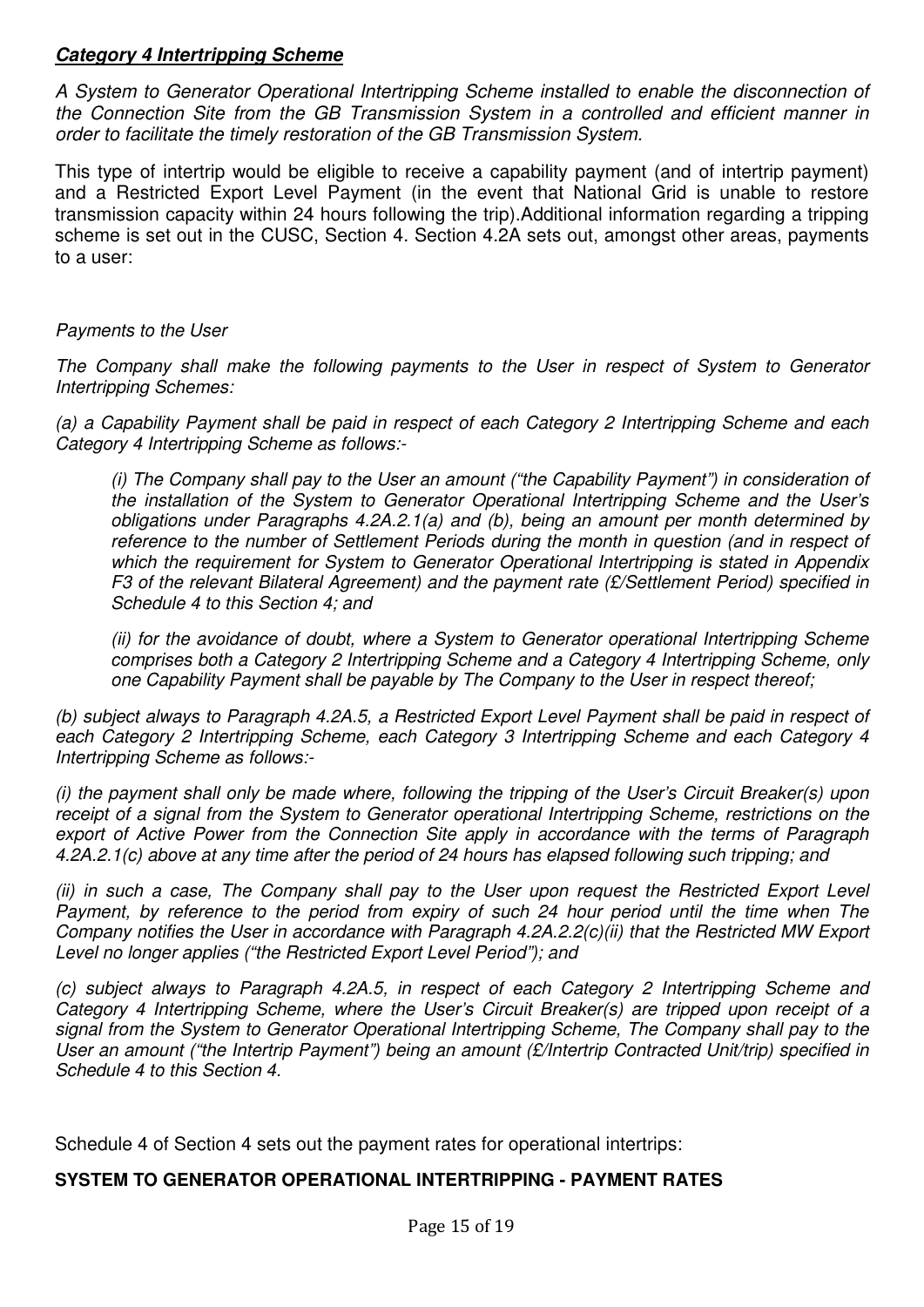***Category 4 Intertripping Scheme***

*A System to Generator Operational Intertripping Scheme installed to enable the disconnection of the Connection Site from the GB Transmission System in a controlled and efficient manner in order to facilitate the timely restoration of the GB Transmission System.*

This type of intertrip would be eligible to receive a capability payment (and of intertrip payment) and a Restricted Export Level Payment (in the event that National Grid is unable to restore transmission capacity within 24 hours following the trip).Additional information regarding a tripping scheme is set out in the CUSC, Section 4. Section 4.2A sets out, amongst other areas, payments to a user:

*Payments to the User*

*The Company shall make the following payments to the User in respect of System to Generator Intertripping Schemes:*

*(a) a Capability Payment shall be paid in respect of each Category 2 Intertripping Scheme and each Category 4 Intertripping Scheme as follows:-*

*(i) The Company shall pay to the User an amount ("the Capability Payment") in consideration of the installation of the System to Generator Operational Intertripping Scheme and the User's obligations under Paragraphs 4.2A.2.1(a) and (b), being an amount per month determined by reference to the number of Settlement Periods during the month in question (and in respect of which the requirement for System to Generator Operational Intertripping is stated in Appendix F3 of the relevant Bilateral Agreement) and the payment rate (£/Settlement Period) specified in Schedule 4 to this Section 4; and*

*(ii) for the avoidance of doubt, where a System to Generator operational Intertripping Scheme comprises both a Category 2 Intertripping Scheme and a Category 4 Intertripping Scheme, only one Capability Payment shall be payable by The Company to the User in respect thereof;*

*(b) subject always to Paragraph 4.2A.5, a Restricted Export Level Payment shall be paid in respect of each Category 2 Intertripping Scheme, each Category 3 Intertripping Scheme and each Category 4 Intertripping Scheme as follows:-*

*(i) the payment shall only be made where, following the tripping of the User's Circuit Breaker(s) upon receipt of a signal from the System to Generator operational Intertripping Scheme, restrictions on the export of Active Power from the Connection Site apply in accordance with the terms of Paragraph 4.2A.2.1(c) above at any time after the period of 24 hours has elapsed following such tripping; and*

*(ii) in such a case, The Company shall pay to the User upon request the Restricted Export Level Payment, by reference to the period from expiry of such 24 hour period until the time when The Company notifies the User in accordance with Paragraph 4.2A.2.2(c)(ii) that the Restricted MW Export Level no longer applies ("the Restricted Export Level Period"); and*

*(c) subject always to Paragraph 4.2A.5, in respect of each Category 2 Intertripping Scheme and Category 4 Intertripping Scheme, where the User's Circuit Breaker(s) are tripped upon receipt of a signal from the System to Generator Operational Intertripping Scheme, The Company shall pay to the User an amount ("the Intertrip Payment") being an amount (£/Intertrip Contracted Unit/trip) specified in Schedule 4 to this Section 4.*

Schedule 4 of Section 4 sets out the payment rates for operational intertrips:

**SYSTEM TO GENERATOR OPERATIONAL INTERTRIPPING - PAYMENT RATES**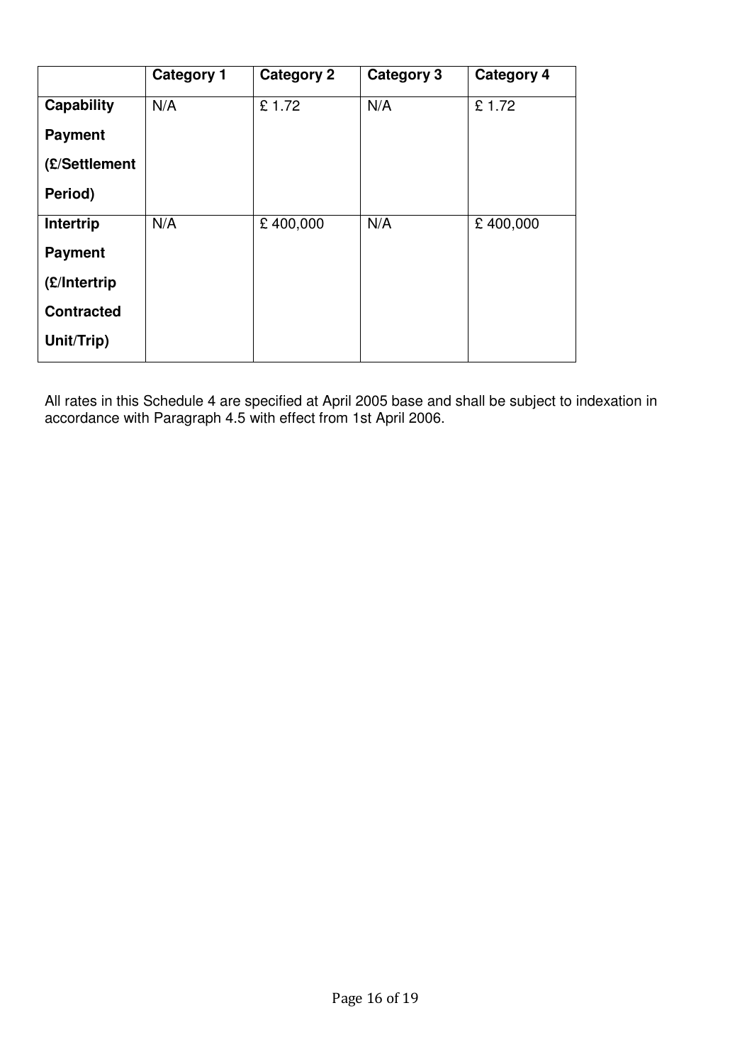| | **Category 1** | **Category 2** | **Category 3** | **Category 4** |
|---|---|---|---|---|
| **Capability Payment (£/Settlement Period)** | N/A | £ 1.72 | N/A | £ 1.72 |
| **Intertrip Payment (£/Intertrip Contracted Unit/Trip)** | N/A | £ 400,000 | N/A | £ 400,000 |

All rates in this Schedule 4 are specified at April 2005 base and shall be subject to indexation in accordance with Paragraph 4.5 with effect from 1st April 2006.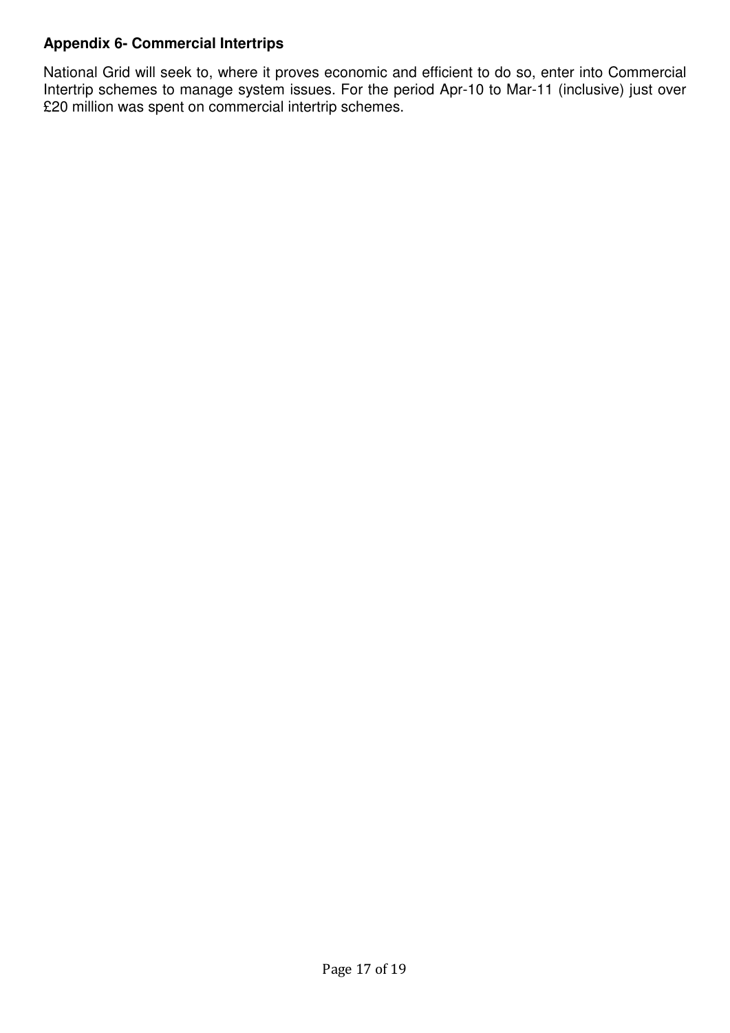**Appendix 6- Commercial Intertrips**

National Grid will seek to, where it proves economic and efficient to do so, enter into Commercial Intertrip schemes to manage system issues. For the period Apr-10 to Mar-11 (inclusive) just over £20 million was spent on commercial intertrip schemes.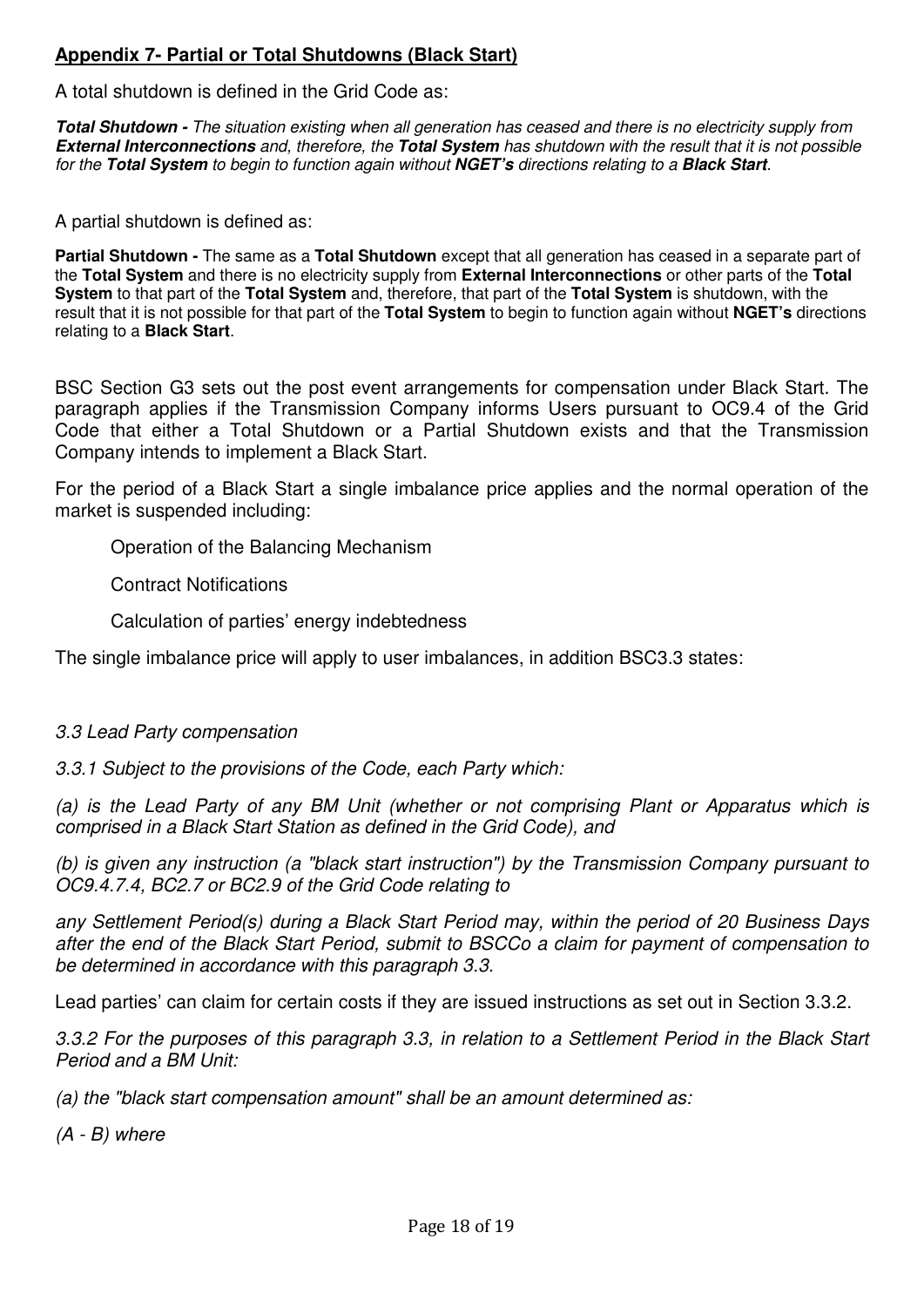**Appendix 7- Partial or Total Shutdowns (Black Start)**

A total shutdown is defined in the Grid Code as:

***Total Shutdown -*** *The situation existing when all generation has ceased and there is no electricity supply from* ***External Interconnections*** *and, therefore, the* ***Total System*** *has shutdown with the result that it is not possible for the* ***Total System*** *to begin to function again without* ***NGET's*** *directions relating to a* ***Black Start****.*

A partial shutdown is defined as:

**Partial Shutdown -** The same as a **Total Shutdown** except that all generation has ceased in a separate part of the **Total System** and there is no electricity supply from **External Interconnections** or other parts of the **Total System** to that part of the **Total System** and, therefore, that part of the **Total System** is shutdown, with the result that it is not possible for that part of the **Total System** to begin to function again without **NGET's** directions relating to a **Black Start**.

BSC Section G3 sets out the post event arrangements for compensation under Black Start. The paragraph applies if the Transmission Company informs Users pursuant to OC9.4 of the Grid Code that either a Total Shutdown or a Partial Shutdown exists and that the Transmission Company intends to implement a Black Start.

For the period of a Black Start a single imbalance price applies and the normal operation of the market is suspended including:

- Operation of the Balancing Mechanism
- Contract Notifications
- Calculation of parties' energy indebtedness

The single imbalance price will apply to user imbalances, in addition BSC3.3 states:

*3.3 Lead Party compensation*

*3.3.1 Subject to the provisions of the Code, each Party which:*

*(a) is the Lead Party of any BM Unit (whether or not comprising Plant or Apparatus which is comprised in a Black Start Station as defined in the Grid Code), and*

*(b) is given any instruction (a "black start instruction") by the Transmission Company pursuant to OC9.4.7.4, BC2.7 or BC2.9 of the Grid Code relating to*

*any Settlement Period(s) during a Black Start Period may, within the period of 20 Business Days after the end of the Black Start Period, submit to BSCCo a claim for payment of compensation to be determined in accordance with this paragraph 3.3.*

Lead parties' can claim for certain costs if they are issued instructions as set out in Section 3.3.2.

*3.3.2 For the purposes of this paragraph 3.3, in relation to a Settlement Period in the Black Start Period and a BM Unit:*

*(a) the "black start compensation amount" shall be an amount determined as:*

*(A - B) where*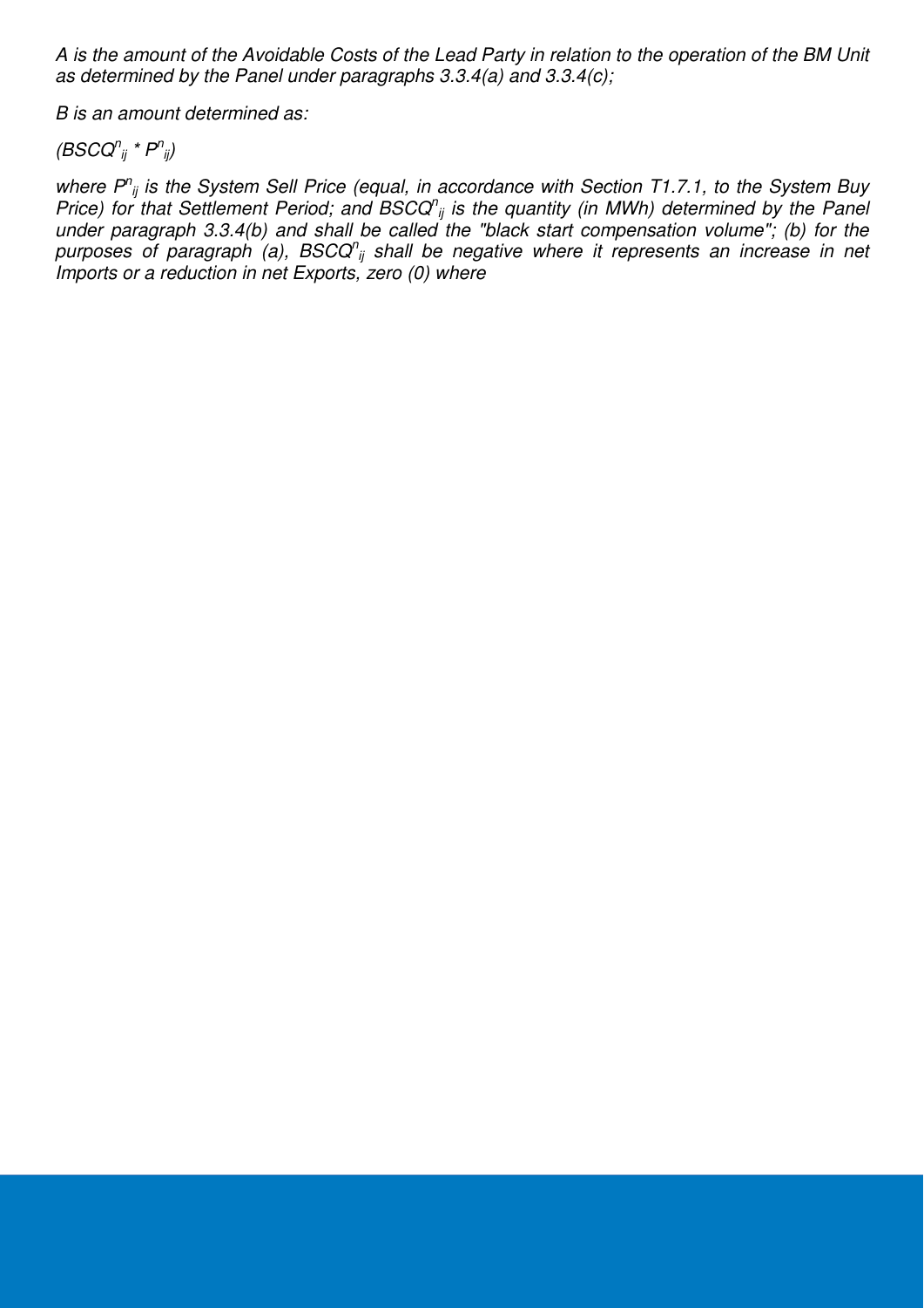*A is the amount of the Avoidable Costs of the Lead Party in relation to the operation of the BM Unit as determined by the Panel under paragraphs 3.3.4(a) and 3.3.4(c);*

*B is an amount determined as:*

$(BSCQ^n_{ij} * P^n_{ij})$

*where $P^n_{ij}$ is the System Sell Price (equal, in accordance with Section T1.7.1, to the System Buy Price) for that Settlement Period; and $BSCQ^n_{ij}$ is the quantity (in MWh) determined by the Panel under paragraph 3.3.4(b) and shall be called the "black start compensation volume"; (b) for the purposes of paragraph (a), $BSCQ^n_{ij}$ shall be negative where it represents an increase in net Imports or a reduction in net Exports, zero (0) where*